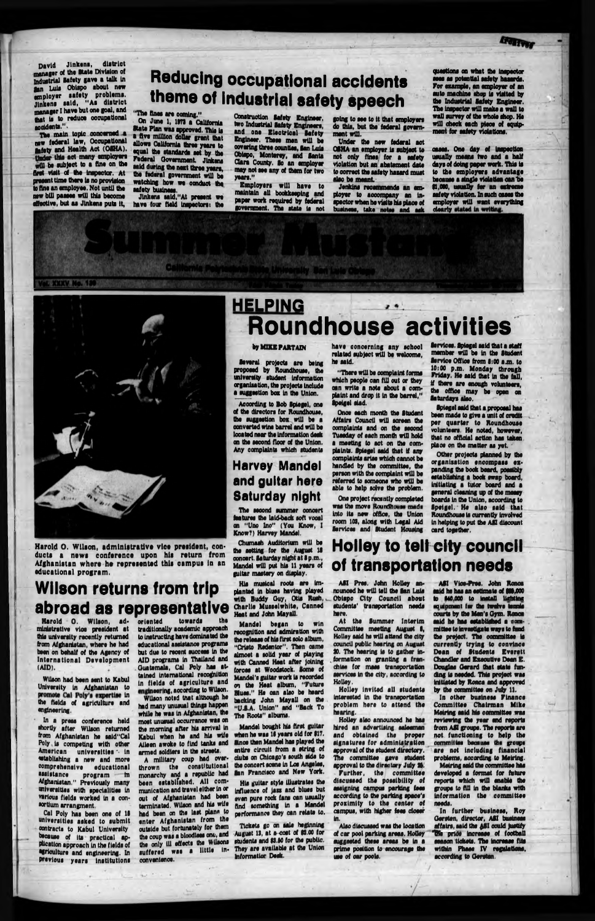## Reducing occupational accidents theme of industrial safety speech

David Jinkens, district manager of the State Division of Industrial Safety gave a talk in San Luis Obispo about new employer safety problems. Jinkens said, "As district manager I have but one goal, and that is to reduce occupational accidents.".

The main topic concerned a new federal law, Occupational Safety and Health Act (OSHA). Under this act many employers will be subject to a fine on the first visit of the inspector. At present time there is no provision to fine an employee. Not until the new bill passes will this become effective, but as Jinkens puts it, "The fines are coming."

On June 1, 1973 a California State Plan was approved. This is a five million dollar grant that allows California three years to equal the standards set by the Federal Government. Jinkens said during the next three years, the federal government will be watching how we conduct the safety business.

Jinkens said,"At present we have four field inspectors: the Construction Safety Engineer, two Industrial Safety Engineers, and one Electrical Safety Engineer. These men will be covering three counties, San Luis Obispo, Monterey, and Santa Clara County. So an employer may not see any of them for two years."

Employers will have to maintain all bookkeeping and paper work required by federal government. The state is not going to see to it that employers do this, but the federal government will.

Under the new federal act OSHA an employer is subject to not only fines for a safety violation but an abatement date to correct the safety hazard must also be meant.

Jenkins recommends an employer to accompany an inspector when he visits his place of business, take notes and ask questions on what the inspector sees as potential safety hazards. For example, an employer of an auto machine shop is visited by the Industrial Safety Engineer. The inspector will make a wall to wall survey of the whole shop. He will check each piece of equipment for safety violations.

cases. One day of inspection usually means two and a half days of doing paper work. This is to the employers advantage because a single violation can be $1,000, usually for an extreme safety violation. In such cases the employer will want everything clearly stated in writing.

# Summer Mustang

California Polytechnic State University San Luis Obispo

Vol. XXXV No. 130

Harold O. Wilson, administrative vice president, conducts a news conference upon his return from Afghanistan where he represented this campus in an educational program.

## Wilson returns from trip abroad as representative

Harold O. Wilson, administrative vice president at this university recently returned from Afghanistan, where he had been on behalf of the Agency of International Development (AID).

Wilson had been sent to Kabul University in Afghanistan to promote Cal Poly's expertise in the fields of agriculture and engineering.

In a press conference held shortly after Wilson returned from Afghanistan he said"Cal Poly is competing with other American universities in establishing a new and more comprehensive educational assistance program in Afghanistan." Previously many universities with specialities in various fields worked in a consortium arrangement.

Cal Poly has been one of 18 universities asked to submit contracts to Kabul University because of its practical application approach in the fields of agriculture and engineering. In previous years institutions oriented towards the traditionally academic approach to instructing have dominated the educational assistance programs but due to recent success in the AID programs in Thailand and Guatemala, Cal Poly has attained international recognition in fields of agriculture and engineering, according to Wilson.

Wilson noted that although he had many unusual things happen while he was in Afghanistan, the most unusual occurrance was on the morning after his arrival in Kabul when he and his wife Aileen awoke to find tanks and armed soldiers in the streets.

A military coup had overthrown the constitutional monarchy and a republic had been established. All communication and travel either in or out of Afghanistan had been terminated. Wilson and his wife had been on the last plane to enter Afghanistan from the outside but fortunately for them the coup was a bloodless one, and the only ill effects the Wilsons suffered was a little inconvenience.

## HELPING Roundhouse activities

by MIKE PARTAIN

Several projects are being proposed by Roundhouse, the university student information organization, the projects include a suggestion box in the Union.

According to Bob Spiegel, one of the directors for Roundhouse, the suggestion box will be a converted wine barrel and will be located near the information desk on the second floor of the Union. Any complaints which students have concerning any school related subject will be welcome, he said.

"There will be complaint forms which people can fill out or they can write a note about a complaint and drop it in the barrel," Spiegel siad.

Once each month the Student Affairs Council will screen the complaints and on the second Tuesday of each month will hold a meeting to act on the complaints. Spiegel said that if any complaints arise which cannot be handled by the committee, the person with the complaint will be referred to someone who will be able to help solve the problem.

One project recently completed was the move Roundhouse made into its new office, the Union room 103, along with Legal Aid Services and Student Housing Services. Spiegel said that a staff member will be in the Student Service Office from 8:00 a.m. to 10:00 p.m. Monday through Friday. He said that in the fall, if there are enough volunteers, the office may be open on Saturdays also.

Spiegel said that a proposal has been made to give a unit of credit per quarter to Roundhouse volunteers. He noted, however, that no official action has taken place on the matter as yet.

Other projects planned by the organization encompass expanding the book board, possibly establishing a book swap board, initiating a tutor board and a general cleaning up of the messy boards in the Union, according to Speigel. He also said that Roundhouse is currently involved in helping to put the ASI discount card together.

## Harvey Mandel and guitar here Saturday night

The second summer concert features the laid-back soft vocal on "Uno Ino" (You Know, I Know?) Harvey Mandel.

Chumash Auditorium will be the setting for the August 18 concert. Saturday night at 8 p.m., Mandel will put his 11 years of guitar mastery on display.

His musical roots are implanted in blues having played with Buddy Guy, Otis Rush, Charlie Musselwhite, Canned Heat and John Mayall.

Mandel began to win recognition and admiration with the release of his first solo album, "Cristo Redentor". Then came almost a solid year of playing with Canned Heat after joining forces at Woodstock. Some of Mandel's guitar work is recorded on the Heat album, "Future Blues." He can also be heard backing John Mayall on the "U.S.A. Union" and "Back To The Roots" albums.

Mandel bought his first guitar when he was 16 years old for $17. Since then Mandel has played the entire circuit from a string of clubs on Chicago's south side to the concert scene in Los Angeles, San Francisco and New York.

His guitar style illustrates the influence of jazz and blues but even pure rock fans can usually find something in a Mandel performance they can relate to.

Tickets go on sale beginning August 13, at a cost of $2.00 for students and $3.50 for the public. They are available at the Union Information Desk.

## Holley to tell city council of transportation needs

ASI Pres. John Holley announced he will tell the San Luis Obispo City Council about students' transportation needs here.

At the Summer Interim Committee meeting August 8, Holley said he will attend the city council public hearing on August 20. The hearing is to gather information on granting a franchise for mass transportation services in the city, according to Holley.

Holley invited all students interested in the transportation problem here to attend the hearing.

Holley also announced he has hired an advertising salesman and obtained the proper signatures for administration approval of the student directory. The committee gave student approval to the directory July 25.

Further, the committee discussed the possibility of assigning campus parking fees according to the parking space's proximity to the center of campus, with higher fees closer in.

Also discussed was the location of car pool parking areas. Holley suggested these areas be in a prime position to encourage the use of car pools.

ASI Vice-Pres. John Ronca said he has an estimate of $88,000 to $40,000 to install lighting equipment for the twelve tennis courts by the Men's Gym. Ronca said he has established a committee to investigate ways to fund the project. The committee is currently trying to convince Dean of Students Everett Chandler and Executive Dean E. Douglas Gerard that state funding is needed. This project was initiated by Ronca and approved by the committee on July 11.

In other business Finance Committee Chairman Mike Meiring said his committee was reviewing the year end reports from ASI groups. The reports are not functioning to help the committee because the groups are not including financial problems, according to Meiring.

Meiring said the committee has developed a format for future reports which will enable the groups to fill in the blanks with information the committee needs.

In further business, Roy Gersten, director, ASI business affairs, said the ASI could justify the price increase of football season tickets. The increase fits within Phase IV regulations, according to Gersten.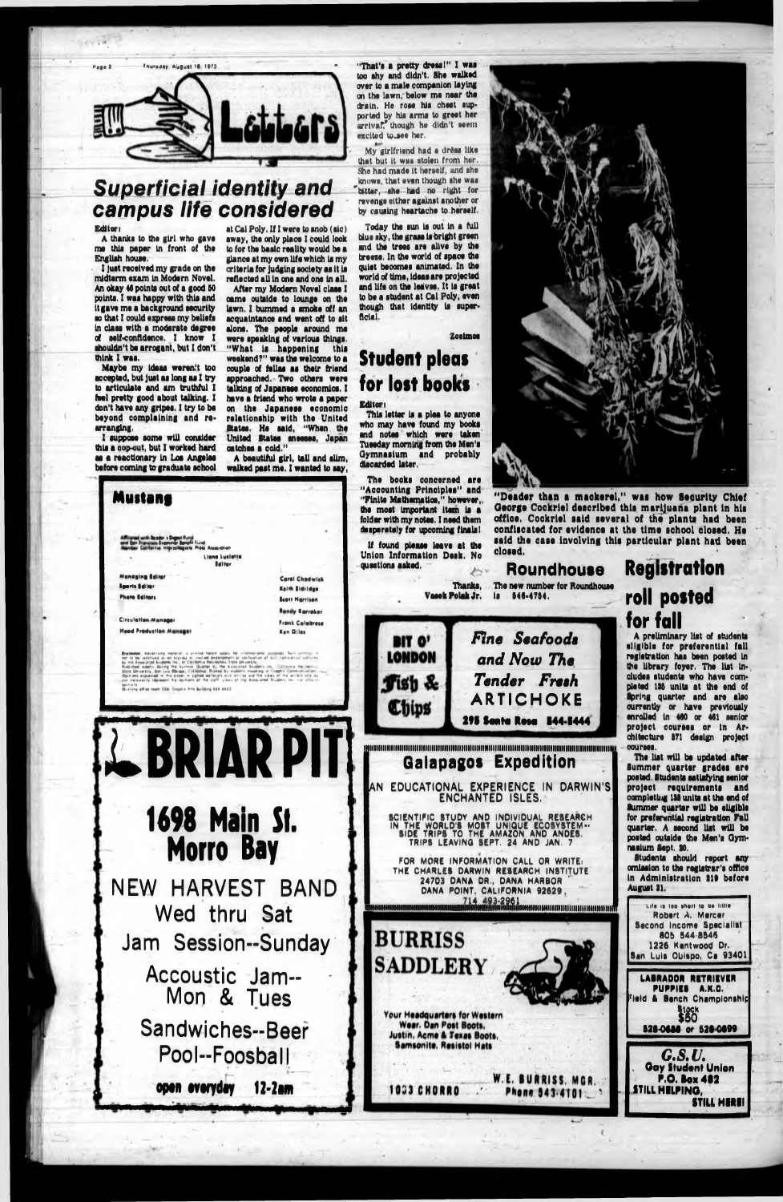# Letters

## Superficial identity and campus life considered

Editor:

A thanks to the girl who gave me this paper in front of the English house.

I just received my grade on the midterm exam in Modern Novel. An okay 46 points out of a good 50 points. I was happy with this and it gave me a background security so that I could express my beliefs in class with a moderate degree of self-confidence. I know I shouldn't be arrogant, but I don't think I was.

Maybe my ideas weren't too accepted, but just as long as I try to articulate and am truthful I feel pretty good about talking. I don't have any gripes. I try to be beyond complaining and re-arranging.

I suppose some will consider this a cop-out, but I worked hard as a reactionary in Los Angeles before coming to graduate school at Cal Poly. If I were to snob (sic) away, the only place I could look to for the basic reality would be a glance at my own life which is my criteria for judging society as it is reflected all in one and one in all.

After my Modern Novel class I came outside to lounge on the lawn. I bummed a smoke off an acquaintance and went off to sit alone. The people around me were speaking of various things. "What is happening this weekend?" was the welcome to a couple of fellas as their friend approached. Two others were talking of Japanese economics. I have a friend who wrote a paper on the Japanese economic relationship with the United States. He said, "When the United States sneezes, Japan catches a cold."

A beautiful girl, tall and slim, walked past me. I wanted to say, "That's a pretty dress!" I was too shy and didn't. She walked over to a male companion laying on the lawn, below me near the drain. He rose his chest supported by his arms to greet her arrival, though he didn't seem excited to see her.

My girlfriend had a dress like that but it was stolen from her. She had made it herself, and she knows, that even though she was bitter, she had no right for revenge either against another or by causing heartache to herself.

Today the sun is out in a full blue sky, the grass is bright green and the trees are alive by the breeze. In the world of space the quiet becomes animated. In the world of time, ideas are projected and life on the leaves. It is great to be a student at Cal Poly, even though that identity is superficial.

Zosimos

## Student pleas for lost books

Editor:

This letter is a plea to anyone who may have found my books and notes which were taken Tuesday morning from the Men's Gymnasium and probably discarded later.

The books concerned are "Accounting Principles" and "Finite Mathematics," however, the most important item is a folder with my notes. I need them desperately for upcoming finals!

If found please leave at the Union Information Desk. No questions asked.

Thanks,
Vasek Polak Jr.

"Deader than a mackerel," was how Security Chief George Cockriel described this marijuana plant in his office. Cockriel said several of the plants had been confiscated for evidence at the time school closed. He said the case involving this particular plant had been closed.

## Roundhouse

The new number for Roundhouse is 546-4754.

## Registration roll posted for fall

A preliminary list of students eligible for preferential fall registration has been posted in the library foyer. The list includes students who have completed 135 units at the end of Spring quarter and are also currently or have previously enrolled in 460 or 461 senior project courses or in Architecture 371 design project courses.

The list will be updated after Summer quarter grades are posted. Students satisfying senior project requirements and completing 135 units at the end of Summer quarter will be eligible for preferential registration Fall quarter. A second list will be posted outside the Men's Gymnasium Sept. 20.

Students should report any omission to the registrar's office in Administration 319 before August 31.

**Mustang**

Affiliated with Reader's Digest Fund and San Francisco Examiner Benefit Fund
Member California Intercollegiate Press Association

Liane Luciotta
Editor

| | |
|---|---|
| Managing Editor | Carol Chadwick |
| Sports Editor | Keith Eldridge |
| Photo Editors | Scott Harrison |
| | Randy Korraber |
| Circulation Manager | Frank Calabrese |
| Head Production Manager | Ken Giles |

**BRIAR PIT**
1698 Main St.
Morro Bay
NEW HARVEST BAND
Wed thru Sat
Jam Session--Sunday
Accoustic Jam--
Mon & Tues
Sandwiches--Beer
Pool--Foosball
open everyday 12-2am

**BIT O' LONDON** Fish & Chips
*Fine Seafoods and Now The Tender Fresh* ARTICHOKE
295 Santa Rosa 544-5444

**Galapagos Expedition**
AN EDUCATIONAL EXPERIENCE IN DARWIN'S ENCHANTED ISLES.
SCIENTIFIC STUDY AND INDIVIDUAL RESEARCH IN THE WORLD'S MOST UNIQUE ECOSYSTEM-- SIDE TRIPS TO THE AMAZON AND ANDES. TRIPS LEAVING SEPT. 24 AND JAN. 7
FOR MORE INFORMATION CALL OR WRITE: THE CHARLES DARWIN RESEARCH INSTITUTE 24703 DANA DR., DANA HARBOR DANA POINT, CALIFORNIA 92629, 714 493-2961

**BURRISS SADDLERY**
Your Headquarters for Western Wear, Dan Post Boots, Justin, Acme & Texas Boots, Samsonite, Resistol Hats
1033 CHORRO — W.E. BURRISS, MGR. Phone 543-4101

Life is too short to be little
Robert A. Mercer
Second Income Specialist
805 544-8546
1226 Kentwood Dr.
San Luis Obispo, Ca 93401

LABRADOR RETRIEVER PUPPIES A.K.C.
Field & Bench Championship Stock
$50
528-0688 or 528-0899

*G.S.U.*
Gay Student Union
P.O. Box 482
STILL HELPING,
STILL HERE!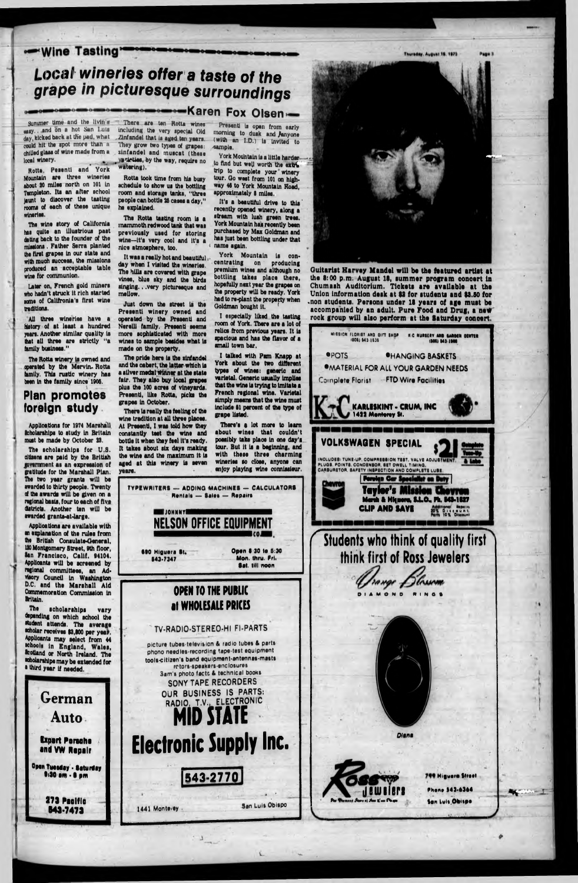# Wine Tasting

## Local wineries offer a taste of the grape in picturesque surroundings

**Karen Fox Olsen**

Summer time and the livin's easy. . .and on a hot San Luis day, kicked back at the pad, what could hit the spot more than a chilled glass of wine made from a local winery.

Rotta, Pesenti and York Mountain are three wineries about 20 miles north on 101 in Templeton. Its an after school jaunt to discover the tasting rooms of each of these unique wineries.

The wine story of California has quite an illustrious past dating back to the founder of the missions . Father Serra planted the first grapes in our state and with much success, the missions produced an acceptable table wine for communion.

Later on, French gold miners who hadn't struck it rich started some of California's first wine traditions.

All three wineries have a history of at least a hundred years. Another similar quality is that all three are strictly "a family business."

The Rotta winery is owned and operated by the Mervin. Rotta family. This rustic winery has been in the family since 1908.

There are ten Rotta wines including the very special Old Zinfandel that is aged ten years. They grow two types of grapes: zinfandel and muscat (these varieties, by the way, require no watering).

Rotta took time from his busy schedule to show us the bottling room and storage tanks, "three people can bottle 25 cases a day," he explained.

The Rotta tasting room is a mammoth redwood tank that was previously used for storing wine—it's very cool and it's a nice atmosphere, too.

It was a really hot and beautiful day when I visited the wineries. The hills are covered with grape vines, blue sky and the birds singing. . .very picturesque and mellow.

Just down the street is the Pesenti winery owned and operated by the Pesenti and Nerelli family. Pesenti seems more sophisticated with more wines to sample besides what is made on the property.

The pride here is the zinfandel and the cabert, the latter which is a silver medal winner at the state fair. They also buy local grapes plus the 100 acres of vineyards. Pesenti, like Rotta, picks the grapes in October.

There is really the feeling of the wine tradition at all three places. At Pesenti, I was told how they constantly test the wine and bottle it when they feel it's ready. It takes about six days making the wine and the maximum it is aged at this winery is seven years.

Pesenti is open from early morning to dusk and anyone (with an I.D.) is invited to sample.

York Mountain is a little harder to find but well worth the extra trip to complete your winery tour. Go west from 101 on highway 46 to York Mountain Road, approximately 8 miles.

It's a beautiful drive to this recently opened winery, along a stream with lush green trees. York Mountain has recently been purchased by Max Goldman and has just been bottling under that name again.

York Mountain is concentrating on producing premium wines and although no bottling takes place there, hopefully next year the grapes on the property will be ready. York had to re-plant the property when Goldman bought it.

I especially liked the tasting room of York. There are a lot of relics from previous years. It is spacious and has the flavor of a small town bar.

I talked with Pam Knapp at York about the two different types of wines: generic and varietal. Generic usually implies that the wine is trying to imitate a French regional wine. Varietal simply means that the wine must include 51 percent of the type of grape listed.

There's a lot more to learn about wines that couldn't possibly take place in one day's tour. But it is a beginning, and with these three charming wineries so close, anyone can enjoy playing wine connoisseur.

## Plan promotes foreign study

Applications for 1974 Marshall Scholarships to study in Britain must be made by October 22.

The scholarships for U.S. citizens are paid by the British government as an expression of gratitude for the Marshall Plan. The two year grants will be awarded to thirty people. Twenty of the awards will be given on a regional basis, four to each of five districts. Another ten will be awarded grants-at-large.

Applications are available with an explanation of the rules from the British Consulate-General, 120 Montgomery Street, 9th floor, San Francisco, Calif. 94104. Applicants will be screened by regional committees, an Advisory Council in Washington D.C. and the Marshall Aid Commemoration Commission in Britain.

The scholarships vary depending on which school the student attends. The average scholar receives $3,800 per year. Applicants may select from 44 schools in England, Wales, Scotland or North Ireland. The scholarship may be extended for a third year if needed.

Guitarist Harvey Mandel will be the featured artist at the 8:00 p.m. August 18, summer program concert in Chumash Auditorium. Tickets are available at the Union information desk at $2 for students and $3.50 for non students. Persons under 18 years of age must be accompanied by an adult. Pure Food and Drug, a new rock group will also perform at the Saturday concert.

---

**German Auto**

Expert Porsche and VW Repair

Open Tuesday - Saturday 8:30 am - 5 pm

273 Pacific
543-7473

---

TYPEWRITERS — ADDING MACHINES — CALCULATORS
Rentals — Sales — Repairs

**JOHNNY NELSON OFFICE EQUIPMENT CO.**

690 Higuera St.
543-7347

Open 8:30 to 5:30
Mon. thru. Fri.
Sat. till noon

---

**OPEN TO THE PUBLIC at WHOLESALE PRICES**

TV-RADIO-STEREO-HI FI-PARTS

picture tubes-television & radio tubes & parts
phono needles-recording tape-test equipment
tools-citizen's band equipment-antennas-masts
rotors-speakers-enclosures
Sam's photo factc & technical books
SONY TAPE RECORDERS
OUR BUSINESS IS PARTS:
RADIO, T.V., ELECTRONIC

**MID STATE Electronic Supply Inc.**

543-2770

1441 Monterey — San Luis Obispo

---

MISSION FLORIST AND GIFT SHOP (805) 543-1535
K-C NURSERY AND GARDEN CENTER (805) 543-1900

- POTS
- HANGING BASKETS
- MATERIAL FOR ALL YOUR GARDEN NEEDS

Complete Florist — FTD Wire Facilities

**K-C KARLESKINT - CRUM, INC**
1422 Monterey St.

---

**VOLKSWAGEN SPECIAL $21**

Complete Tune-Up & Lube

INCLUDES: TUNE-UP, COMPRESSION TEST, VALVE ADJUSTMENT, PLUGS, POINTS, CONDENSOR, SET DWELL TIMING, CARBURETOR, SAFETY INSPECTION AND COMPLETE LUBE.

Foreign Car Specialist on Duty

**Taylor's Mission Chevron**
Marsh & Higuera, S.L.O., Ph. 543-1827

CLIP AND SAVE — Additional Repairs 20% Discount, Parts 10% Discount

---

**Students who think of quality first think first of Ross Jewelers**

Orange Blossom
DIAMOND RINGS

Diana

**Ross Jewelers**

799 Higuera Street
Phone 543-6364
San Luis Obispo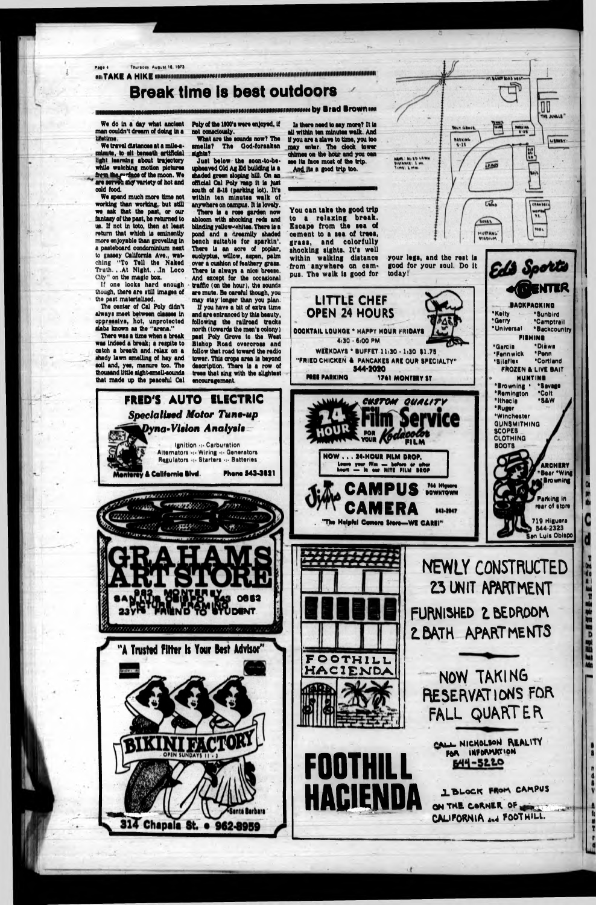TAKE A HIKE

# Break time is best outdoors

by Brad Brown

We do in a day what ancient man couldn't dream of doing in a lifetime.

We travel distances at a mile-a-minute, to sit beneath artificial light learning about trajectory while watching motion pictures from the surface of the moon. We are served any variety of hot and cold food.

We spend much more time not working than working, but still we ask that the past, or our fantasy of the past, be returned to us. If not in toto, then at least return that which is eminently more enjoyable than groveling in a pasteboard condominium next to gassey California Ave., watching "To Tell the Naked Truth. . .At Night. . .In Loco City" on the magic box.

If one looks hard enough though, there are still images of the past materialized.

The center of Cal Poly didn't always meet between classes in oppressive, hot, unprotected slabs known as the "arena."

There was a time when a break was indeed a break; a respite to catch a breath and relax on a shady lawn smelling of hay and soil and, yes, manure too. The thousand little sight-smell-sounds that made up the peaceful Cal Poly of the 1900's were enjoyed, if not consciously.

What are the sounds now? The smells? The God-forsaken sights?

Just below the soon-to-be-upheaved Old Ag Ed building is a shaded green sloping hill. On an official Cal Poly map it is just south of S-18 (parking lot). It's within ten minutes walk of anywhere on campus. It is lovely.

There is a rose garden now abloom with shocking reds and blinding yellow-whites. There is a pond and a dreamily shaded bench suitable for sparkin'. There is an acre of poplar, euclyptus, willow, aspen, palm over a cushion of feathery grass. There is always a nice breeze. And except for the occasional traffic (on the hour), the sounds are mute. Be careful though, you may stay longer than you plan.

If you have a bit of extra time and are entranced by this beauty, following the railroad tracks north (towards the men's colony) past Poly Grove to the West Bishop Road overcross and follow that road toward the radio tower. This crops area is beyond description. There is a row of trees that sing with the slightest encouragement.

Is there need to say more? It is all within ten minutes walk. And if you are a slave to time, you too may enter. The clock tower chimes on the hour and you can see its face most of the trip. And its a good trip too.

You can take the good trip to a relaxing break. Escape from the sea of cement to a sea of trees, grass, and colorfully shocking sights. It's well within walking distance from anywhere on campus. The walk is good for your legs, and the rest is good for your soul. Do it today!

NAME: ALSO LAWN
DISTANCE: 1 MI.
TIME: 1 HR.

---

**FRED'S AUTO ELECTRIC**
*Specialized Motor Tune-up*
*Dyna-Vision Analysis*
Ignition · Carburation
Alternators · Wiring · Generators
Regulators · Starters · Batteries
Monterey & California Blvd. Phone 543-3821

---

**GRAHAMS ART STORE**
982 MONTEREY SAN LUIS OBISPO 543 0662
PICTURE FRAMING
23 YRS FRIEND TO STUDENT

---

"A Trusted Fitter Is Your Best Advisor"
**BIKINI FACTORY**
OPEN SUNDAYS 11 - 3
Santa Barbara
314 Chapala St. • 962-8959

---

**LITTLE CHEF**
**OPEN 24 HOURS**
COCKTAIL LOUNGE * HAPPY HOUR FRIDAYS
4:30 - 6:00 PM
WEEKDAYS * BUFFET 11:30 - 1:30 $1.75
"FRIED CHICKEN & PANCAKES ARE OUR SPECIALTY"
544-2020
FREE PARKING 1761 MONTEREY ST

---

CUSTOM QUALITY
24 HOUR Film Service FOR YOUR Kodacolor FILM
NOW . . . 24-HOUR FILM DROP.
Leave your film — before or after hours — in our NITE FILM DROP
Jim's **CAMPUS CAMERA** 766 Higuera DOWNTOWN 543-2047
"The Helpful Camera Store—WE CARE!"

---

**Ed's Sports Center**
BACKPACKING
*Kelty *Sunbird
*Gerry *Camptrail
*Universal *Backcountry
FISHING
*Garcia *Diawa
*Fenwick *Penn
*Silaflex *Cortland
FROZEN & LIVE BAIT
HUNTING
*Browning *Savage
*Remington *Colt
*Ithacia *S&W
*Ruger
*Winchester
GUNSMITHING
SCOPES
CLOTHING
BOOTS
ARCHERY
*Bear *Wing
*Browning
Parking in rear of store
719 Higuera
544-2323
San Luis Obispo

---

FOOTHILL HACIENDA

NEWLY CONSTRUCTED 23 UNIT APARTMENT

FURNISHED 2 BEDROOM 2 BATH APARTMENTS

NOW TAKING RESERVATIONS FOR FALL QUARTER

CALL NICHOLSON REALTY FOR INFORMATION 544-5220

**FOOTHILL HACIENDA**

1 BLOCK FROM CAMPUS ON THE CORNER OF CALIFORNIA and FOOTHILL.